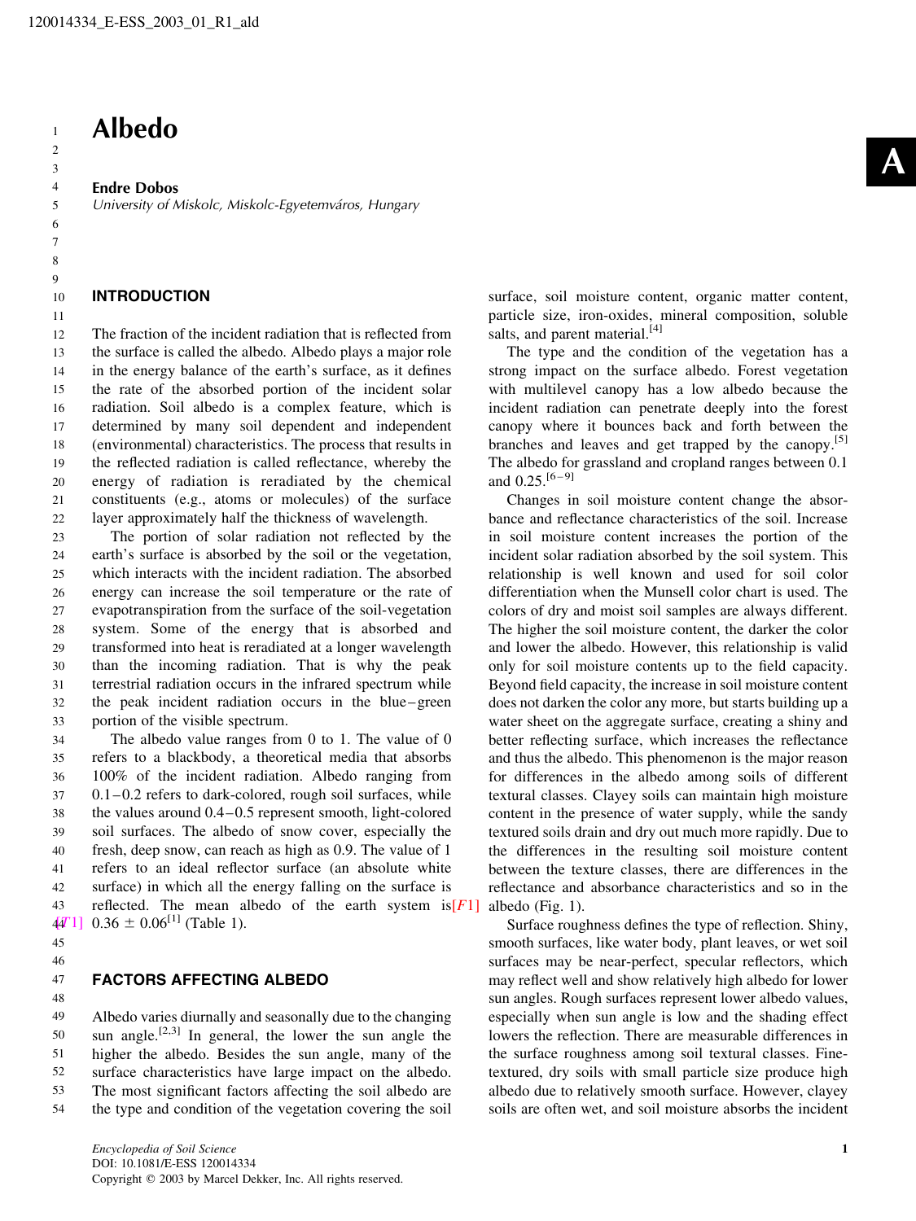# Albedo

**Endre Dobos**
*University of Miskolc, Miskolc-Egyetemváros, Hungary*

## INTRODUCTION

The fraction of the incident radiation that is reflected from the surface is called the albedo. Albedo plays a major role in the energy balance of the earth's surface, as it defines the rate of the absorbed portion of the incident solar radiation. Soil albedo is a complex feature, which is determined by many soil dependent and independent (environmental) characteristics. The process that results in the reflected radiation is called reflectance, whereby the energy of radiation is reradiated by the chemical constituents (e.g., atoms or molecules) of the surface layer approximately half the thickness of wavelength.

The portion of solar radiation not reflected by the earth's surface is absorbed by the soil or the vegetation, which interacts with the incident radiation. The absorbed energy can increase the soil temperature or the rate of evapotranspiration from the surface of the soil-vegetation system. Some of the energy that is absorbed and transformed into heat is reradiated at a longer wavelength than the incoming radiation. That is why the peak terrestrial radiation occurs in the infrared spectrum while the peak incident radiation occurs in the blue–green portion of the visible spectrum.

The albedo value ranges from 0 to 1. The value of 0 refers to a blackbody, a theoretical media that absorbs 100% of the incident radiation. Albedo ranging from 0.1–0.2 refers to dark-colored, rough soil surfaces, while the values around 0.4–0.5 represent smooth, light-colored soil surfaces. The albedo of snow cover, especially the fresh, deep snow, can reach as high as 0.9. The value of 1 refers to an ideal reflector surface (an absolute white surface) in which all the energy falling on the surface is reflected. The mean albedo of the earth system is $0.36 \pm 0.06$[1] (Table 1).

## FACTORS AFFECTING ALBEDO

Albedo varies diurnally and seasonally due to the changing sun angle.[2,3] In general, the lower the sun angle the higher the albedo. Besides the sun angle, many of the surface characteristics have large impact on the albedo. The most significant factors affecting the soil albedo are the type and condition of the vegetation covering the soil surface, soil moisture content, organic matter content, particle size, iron-oxides, mineral composition, soluble salts, and parent material.[4]

The type and the condition of the vegetation has a strong impact on the surface albedo. Forest vegetation with multilevel canopy has a low albedo because the incident radiation can penetrate deeply into the forest canopy where it bounces back and forth between the branches and leaves and get trapped by the canopy.[5] The albedo for grassland and cropland ranges between 0.1 and 0.25.[6–9]

Changes in soil moisture content change the absorbance and reflectance characteristics of the soil. Increase in soil moisture content increases the portion of the incident solar radiation absorbed by the soil system. This relationship is well known and used for soil color differentiation when the Munsell color chart is used. The colors of dry and moist soil samples are always different. The higher the soil moisture content, the darker the color and lower the albedo. However, this relationship is valid only for soil moisture contents up to the field capacity. Beyond field capacity, the increase in soil moisture content does not darken the color any more, but starts building up a water sheet on the aggregate surface, creating a shiny and better reflecting surface, which increases the reflectance and thus the albedo. This phenomenon is the major reason for differences in the albedo among soils of different textural classes. Clayey soils can maintain high moisture content in the presence of water supply, while the sandy textured soils drain and dry out much more rapidly. Due to the differences in the resulting soil moisture content between the texture classes, there are differences in the reflectance and absorbance characteristics and so in the albedo (Fig. 1).

Surface roughness defines the type of reflection. Shiny, smooth surfaces, like water body, plant leaves, or wet soil surfaces may be near-perfect, specular reflectors, which may reflect well and show relatively high albedo for lower sun angles. Rough surfaces represent lower albedo values, especially when sun angle is low and the shading effect lowers the reflection. There are measurable differences in the surface roughness among soil textural classes. Fine-textured, dry soils with small particle size produce high albedo due to relatively smooth surface. However, clayey soils are often wet, and soil moisture absorbs the incident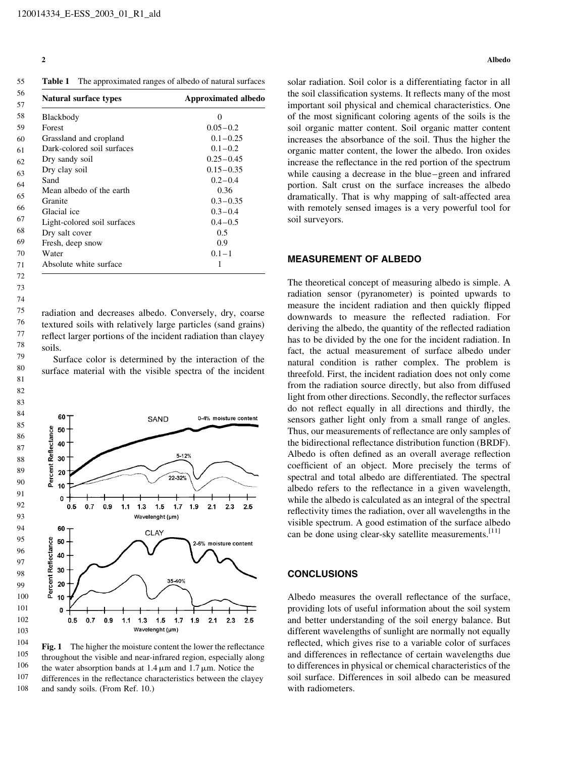**Table 1** The approximated ranges of albedo of natural surfaces

| Natural surface types | Approximated albedo |
|---|---|
| Blackbody | 0 |
| Forest | 0.05–0.2 |
| Grassland and cropland | 0.1–0.25 |
| Dark-colored soil surfaces | 0.1–0.2 |
| Dry sandy soil | 0.25–0.45 |
| Dry clay soil | 0.15–0.35 |
| Sand | 0.2–0.4 |
| Mean albedo of the earth | 0.36 |
| Granite | 0.3–0.35 |
| Glacial ice | 0.3–0.4 |
| Light-colored soil surfaces | 0.4–0.5 |
| Dry salt cover | 0.5 |
| Fresh, deep snow | 0.9 |
| Water | 0.1–1 |
| Absolute white surface | 1 |

radiation and decreases albedo. Conversely, dry, coarse textured soils with relatively large particles (sand grains) reflect larger portions of the incident radiation than clayey soils.

Surface color is determined by the interaction of the surface material with the visible spectra of the incident solar radiation. Soil color is a differentiating factor in all the soil classification systems. It reflects many of the most important soil physical and chemical characteristics. One of the most significant coloring agents of the soils is the soil organic matter content. Soil organic matter content increases the absorbance of the soil. Thus the higher the organic matter content, the lower the albedo. Iron oxides increase the reflectance in the red portion of the spectrum while causing a decrease in the blue–green and infrared portion. Salt crust on the surface increases the albedo dramatically. That is why mapping of salt-affected area with remotely sensed images is a very powerful tool for soil surveyors.

SAND
0-4% moisture content
5-12%
22-32%
Percent Reflectance
Wavelenght (μm)

CLAY
2-6% moisture content
35-40%
Percent Reflectance
Wavelenght (μm)

**Fig. 1** The higher the moisture content the lower the reflectance throughout the visible and near-infrared region, especially along the water absorption bands at 1.4 μm and 1.7 μm. Notice the differences in the reflectance characteristics between the clayey and sandy soils. (From Ref. 10.)

## MEASUREMENT OF ALBEDO

The theoretical concept of measuring albedo is simple. A radiation sensor (pyranometer) is pointed upwards to measure the incident radiation and then quickly flipped downwards to measure the reflected radiation. For deriving the albedo, the quantity of the reflected radiation has to be divided by the one for the incident radiation. In fact, the actual measurement of surface albedo under natural condition is rather complex. The problem is threefold. First, the incident radiation does not only come from the radiation source directly, but also from diffused light from other directions. Secondly, the reflector surfaces do not reflect equally in all directions and thirdly, the sensors gather light only from a small range of angles. Thus, our measurements of reflectance are only samples of the bidirectional reflectance distribution function (BRDF). Albedo is often defined as an overall average reflection coefficient of an object. More precisely the terms of spectral and total albedo are differentiated. The spectral albedo refers to the reflectance in a given wavelength, while the albedo is calculated as an integral of the spectral reflectivity times the radiation, over all wavelengths in the visible spectrum. A good estimation of the surface albedo can be done using clear-sky satellite measurements.[11]

## CONCLUSIONS

Albedo measures the overall reflectance of the surface, providing lots of useful information about the soil system and better understanding of the soil energy balance. But different wavelengths of sunlight are normally not equally reflected, which gives rise to a variable color of surfaces and differences in reflectance of certain wavelengths due to differences in physical or chemical characteristics of the soil surface. Differences in soil albedo can be measured with radiometers.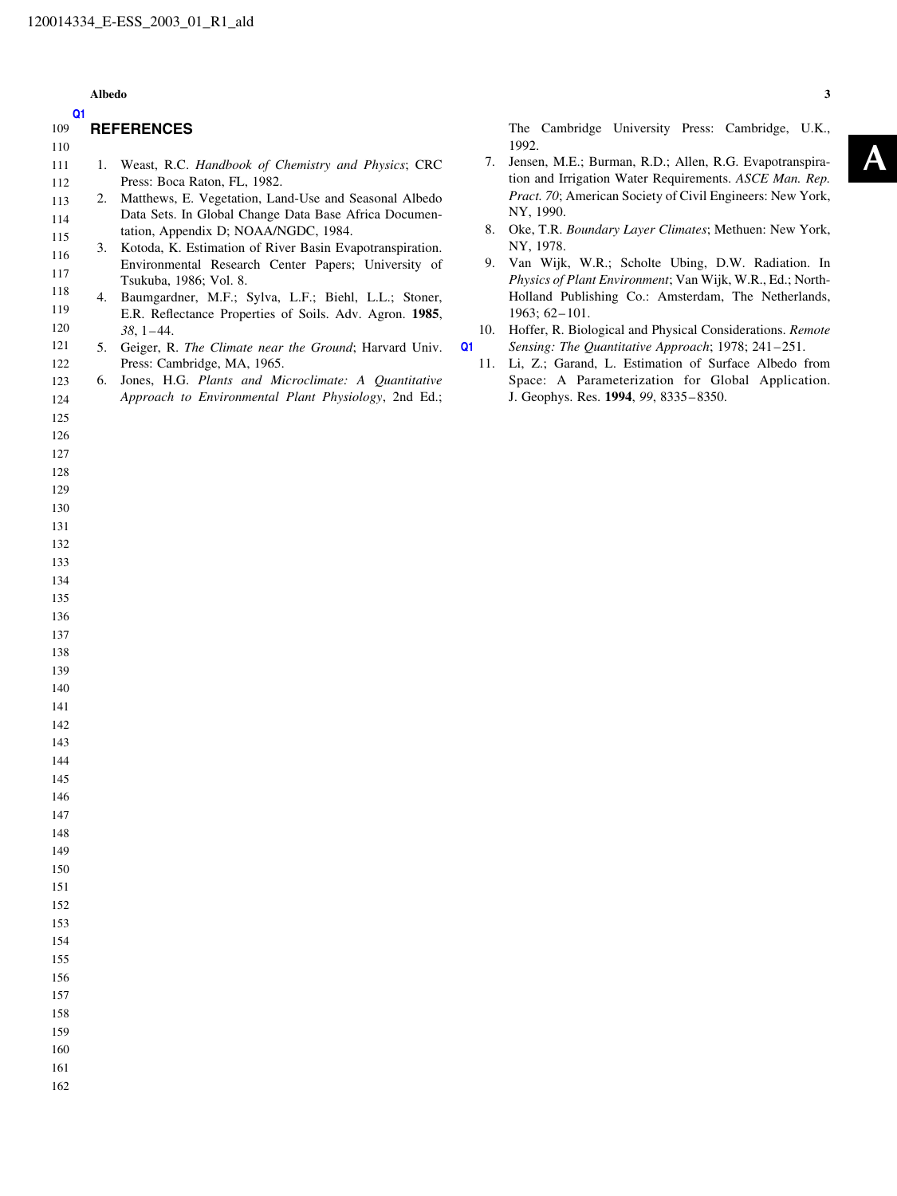## REFERENCES

1. Weast, R.C. *Handbook of Chemistry and Physics*; CRC Press: Boca Raton, FL, 1982.
2. Matthews, E. Vegetation, Land-Use and Seasonal Albedo Data Sets. In Global Change Data Base Africa Documentation, Appendix D; NOAA/NGDC, 1984.
3. Kotoda, K. Estimation of River Basin Evapotranspiration. Environmental Research Center Papers; University of Tsukuba, 1986; Vol. 8.
4. Baumgardner, M.F.; Sylva, L.F.; Biehl, L.L.; Stoner, E.R. Reflectance Properties of Soils. Adv. Agron. **1985**, *38*, 1–44.
5. Geiger, R. *The Climate near the Ground*; Harvard Univ. Press: Cambridge, MA, 1965.
6. Jones, H.G. *Plants and Microclimate: A Quantitative Approach to Environmental Plant Physiology*, 2nd Ed.; The Cambridge University Press: Cambridge, U.K., 1992.
7. Jensen, M.E.; Burman, R.D.; Allen, R.G. Evapotranspiration and Irrigation Water Requirements. *ASCE Man. Rep. Pract. 70*; American Society of Civil Engineers: New York, NY, 1990.
8. Oke, T.R. *Boundary Layer Climates*; Methuen: New York, NY, 1978.
9. Van Wijk, W.R.; Scholte Ubing, D.W. Radiation. In *Physics of Plant Environment*; Van Wijk, W.R., Ed.; North-Holland Publishing Co.: Amsterdam, The Netherlands, 1963; 62–101.
10. Hoffer, R. Biological and Physical Considerations. *Remote Sensing: The Quantitative Approach*; 1978; 241–251.
11. Li, Z.; Garand, L. Estimation of Surface Albedo from Space: A Parameterization for Global Application. J. Geophys. Res. **1994**, *99*, 8335–8350.